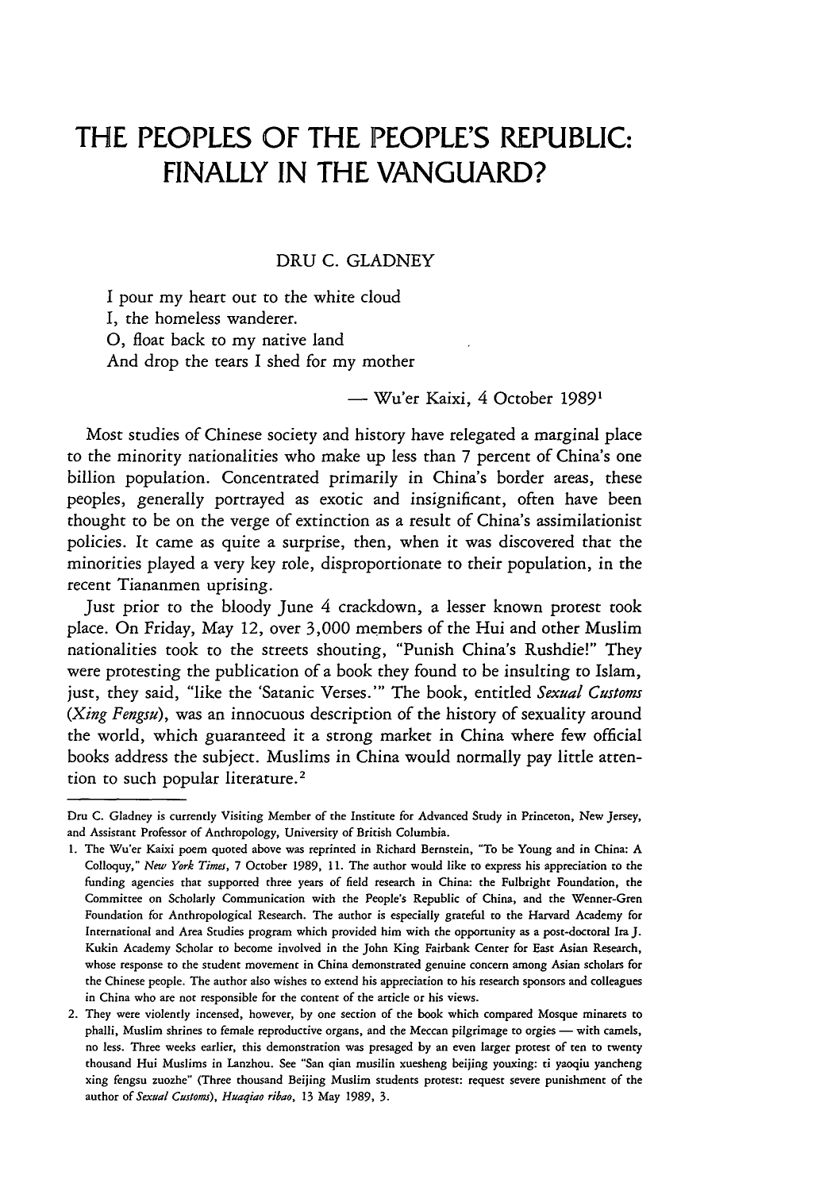# THE PEOPLES OF THE PEOPLE'S REPUBLIC: FINALLY IN THE VANGUARD?

DRU C. GLADNEY

I pour my heart out to the white cloud
I, the homeless wanderer.
O, float back to my native land
And drop the tears I shed for my mother

— Wu'er Kaixi, 4 October 1989[1]

Most studies of Chinese society and history have relegated a marginal place to the minority nationalities who make up less than 7 percent of China's one billion population. Concentrated primarily in China's border areas, these peoples, generally portrayed as exotic and insignificant, often have been thought to be on the verge of extinction as a result of China's assimilationist policies. It came as quite a surprise, then, when it was discovered that the minorities played a very key role, disproportionate to their population, in the recent Tiananmen uprising.

Just prior to the bloody June 4 crackdown, a lesser known protest took place. On Friday, May 12, over 3,000 members of the Hui and other Muslim nationalities took to the streets shouting, "Punish China's Rushdie!" They were protesting the publication of a book they found to be insulting to Islam, just, they said, "like the 'Satanic Verses.'" The book, entitled *Sexual Customs* (*Xing Fengsu*), was an innocuous description of the history of sexuality around the world, which guaranteed it a strong market in China where few official books address the subject. Muslims in China would normally pay little attention to such popular literature.[2]

---

Dru C. Gladney is currently Visiting Member of the Institute for Advanced Study in Princeton, New Jersey, and Assistant Professor of Anthropology, University of British Columbia.

1. The Wu'er Kaixi poem quoted above was reprinted in Richard Bernstein, "To be Young and in China: A Colloquy," *New York Times*, 7 October 1989, 11. The author would like to express his appreciation to the funding agencies that supported three years of field research in China: the Fulbright Foundation, the Committee on Scholarly Communication with the People's Republic of China, and the Wenner-Gren Foundation for Anthropological Research. The author is especially grateful to the Harvard Academy for International and Area Studies program which provided him with the opportunity as a post-doctoral Ira J. Kukin Academy Scholar to become involved in the John King Fairbank Center for East Asian Research, whose response to the student movement in China demonstrated genuine concern among Asian scholars for the Chinese people. The author also wishes to extend his appreciation to his research sponsors and colleagues in China who are not responsible for the content of the article or his views.

2. They were violently incensed, however, by one section of the book which compared Mosque minarets to phalli, Muslim shrines to female reproductive organs, and the Meccan pilgrimage to orgies — with camels, no less. Three weeks earlier, this demonstration was presaged by an even larger protest of ten to twenty thousand Hui Muslims in Lanzhou. See "San qian musilin xuesheng beijing youxing: ti yaoqiu yancheng xing fengsu zuozhe" (Three thousand Beijing Muslim students protest: request severe punishment of the author of *Sexual Customs*), *Huaqiao ribao*, 13 May 1989, 3.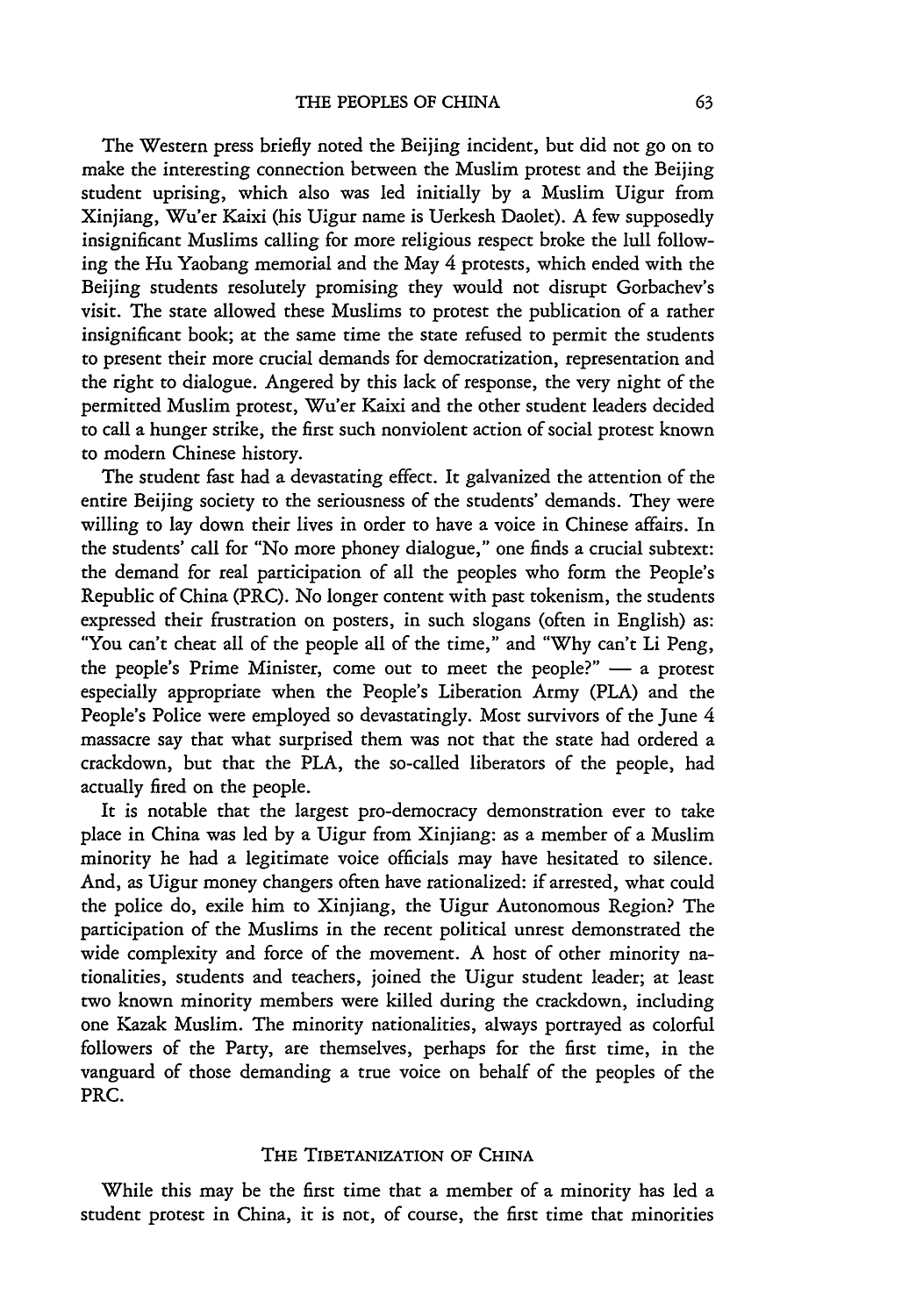The Western press briefly noted the Beijing incident, but did not go on to make the interesting connection between the Muslim protest and the Beijing student uprising, which also was led initially by a Muslim Uigur from Xinjiang, Wu'er Kaixi (his Uigur name is Uerkesh Daolet). A few supposedly insignificant Muslims calling for more religious respect broke the lull following the Hu Yaobang memorial and the May 4 protests, which ended with the Beijing students resolutely promising they would not disrupt Gorbachev's visit. The state allowed these Muslims to protest the publication of a rather insignificant book; at the same time the state refused to permit the students to present their more crucial demands for democratization, representation and the right to dialogue. Angered by this lack of response, the very night of the permitted Muslim protest, Wu'er Kaixi and the other student leaders decided to call a hunger strike, the first such nonviolent action of social protest known to modern Chinese history.

The student fast had a devastating effect. It galvanized the attention of the entire Beijing society to the seriousness of the students' demands. They were willing to lay down their lives in order to have a voice in Chinese affairs. In the students' call for "No more phoney dialogue," one finds a crucial subtext: the demand for real participation of all the peoples who form the People's Republic of China (PRC). No longer content with past tokenism, the students expressed their frustration on posters, in such slogans (often in English) as: "You can't cheat all of the people all of the time," and "Why can't Li Peng, the people's Prime Minister, come out to meet the people?" — a protest especially appropriate when the People's Liberation Army (PLA) and the People's Police were employed so devastatingly. Most survivors of the June 4 massacre say that what surprised them was not that the state had ordered a crackdown, but that the PLA, the so-called liberators of the people, had actually fired on the people.

It is notable that the largest pro-democracy demonstration ever to take place in China was led by a Uigur from Xinjiang: as a member of a Muslim minority he had a legitimate voice officials may have hesitated to silence. And, as Uigur money changers often have rationalized: if arrested, what could the police do, exile him to Xinjiang, the Uigur Autonomous Region? The participation of the Muslims in the recent political unrest demonstrated the wide complexity and force of the movement. A host of other minority nationalities, students and teachers, joined the Uigur student leader; at least two known minority members were killed during the crackdown, including one Kazak Muslim. The minority nationalities, always portrayed as colorful followers of the Party, are themselves, perhaps for the first time, in the vanguard of those demanding a true voice on behalf of the peoples of the PRC.

## THE TIBETANIZATION OF CHINA

While this may be the first time that a member of a minority has led a student protest in China, it is not, of course, the first time that minorities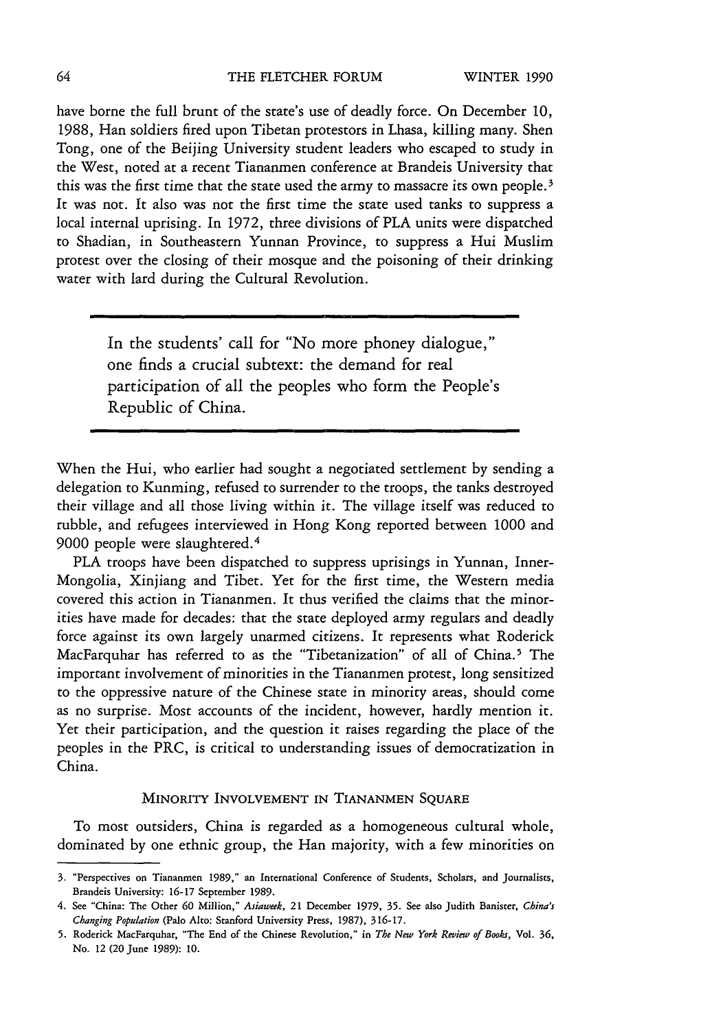have borne the full brunt of the state's use of deadly force. On December 10, 1988, Han soldiers fired upon Tibetan protestors in Lhasa, killing many. Shen Tong, one of the Beijing University student leaders who escaped to study in the West, noted at a recent Tiananmen conference at Brandeis University that this was the first time that the state used the army to massacre its own people.[3] It was not. It also was not the first time the state used tanks to suppress a local internal uprising. In 1972, three divisions of PLA units were dispatched to Shadian, in Southeastern Yunnan Province, to suppress a Hui Muslim protest over the closing of their mosque and the poisoning of their drinking water with lard during the Cultural Revolution.

> In the students' call for "No more phoney dialogue," one finds a crucial subtext: the demand for real participation of all the peoples who form the People's Republic of China.

When the Hui, who earlier had sought a negotiated settlement by sending a delegation to Kunming, refused to surrender to the troops, the tanks destroyed their village and all those living within it. The village itself was reduced to rubble, and refugees interviewed in Hong Kong reported between 1000 and 9000 people were slaughtered.[4]

PLA troops have been dispatched to suppress uprisings in Yunnan, Inner-Mongolia, Xinjiang and Tibet. Yet for the first time, the Western media covered this action in Tiananmen. It thus verified the claims that the minorities have made for decades: that the state deployed army regulars and deadly force against its own largely unarmed citizens. It represents what Roderick MacFarquhar has referred to as the "Tibetanization" of all of China.[5] The important involvement of minorities in the Tiananmen protest, long sensitized to the oppressive nature of the Chinese state in minority areas, should come as no surprise. Most accounts of the incident, however, hardly mention it. Yet their participation, and the question it raises regarding the place of the peoples in the PRC, is critical to understanding issues of democratization in China.

## Minority Involvement in Tiananmen Square

To most outsiders, China is regarded as a homogeneous cultural whole, dominated by one ethnic group, the Han majority, with a few minorities on

---

3. "Perspectives on Tiananmen 1989," an International Conference of Students, Scholars, and Journalists, Brandeis University: 16-17 September 1989.

4. See "China: The Other 60 Million," *Asiaweek*, 21 December 1979, 35. See also Judith Banister, *China's Changing Population* (Palo Alto: Stanford University Press, 1987), 316-17.

5. Roderick MacFarquhar, "The End of the Chinese Revolution," in *The New York Review of Books*, Vol. 36, No. 12 (20 June 1989): 10.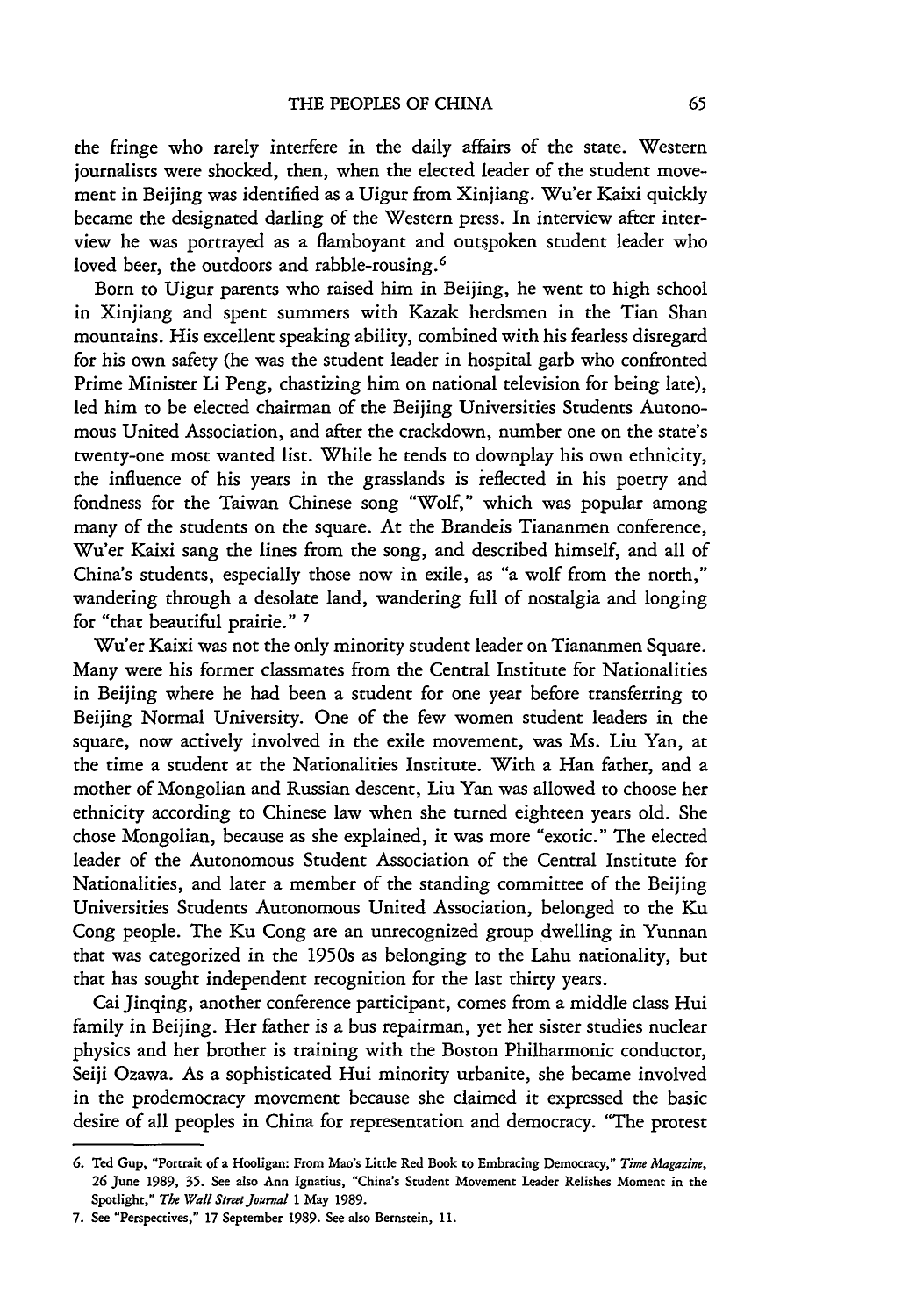the fringe who rarely interfere in the daily affairs of the state. Western journalists were shocked, then, when the elected leader of the student movement in Beijing was identified as a Uigur from Xinjiang. Wu'er Kaixi quickly became the designated darling of the Western press. In interview after interview he was portrayed as a flamboyant and outspoken student leader who loved beer, the outdoors and rabble-rousing.[6]

Born to Uigur parents who raised him in Beijing, he went to high school in Xinjiang and spent summers with Kazak herdsmen in the Tian Shan mountains. His excellent speaking ability, combined with his fearless disregard for his own safety (he was the student leader in hospital garb who confronted Prime Minister Li Peng, chastizing him on national television for being late), led him to be elected chairman of the Beijing Universities Students Autonomous United Association, and after the crackdown, number one on the state's twenty-one most wanted list. While he tends to downplay his own ethnicity, the influence of his years in the grasslands is reflected in his poetry and fondness for the Taiwan Chinese song "Wolf," which was popular among many of the students on the square. At the Brandeis Tiananmen conference, Wu'er Kaixi sang the lines from the song, and described himself, and all of China's students, especially those now in exile, as "a wolf from the north," wandering through a desolate land, wandering full of nostalgia and longing for "that beautiful prairie." [7]

Wu'er Kaixi was not the only minority student leader on Tiananmen Square. Many were his former classmates from the Central Institute for Nationalities in Beijing where he had been a student for one year before transferring to Beijing Normal University. One of the few women student leaders in the square, now actively involved in the exile movement, was Ms. Liu Yan, at the time a student at the Nationalities Institute. With a Han father, and a mother of Mongolian and Russian descent, Liu Yan was allowed to choose her ethnicity according to Chinese law when she turned eighteen years old. She chose Mongolian, because as she explained, it was more "exotic." The elected leader of the Autonomous Student Association of the Central Institute for Nationalities, and later a member of the standing committee of the Beijing Universities Students Autonomous United Association, belonged to the Ku Cong people. The Ku Cong are an unrecognized group dwelling in Yunnan that was categorized in the 1950s as belonging to the Lahu nationality, but that has sought independent recognition for the last thirty years.

Cai Jinqing, another conference participant, comes from a middle class Hui family in Beijing. Her father is a bus repairman, yet her sister studies nuclear physics and her brother is training with the Boston Philharmonic conductor, Seiji Ozawa. As a sophisticated Hui minority urbanite, she became involved in the prodemocracy movement because she claimed it expressed the basic desire of all peoples in China for representation and democracy. "The protest

---

6. Ted Gup, "Portrait of a Hooligan: From Mao's Little Red Book to Embracing Democracy," *Time Magazine*, 26 June 1989, 35. See also Ann Ignatius, "China's Student Movement Leader Relishes Moment in the Spotlight," *The Wall Street Journal* 1 May 1989.

7. See "Perspectives," 17 September 1989. See also Bernstein, 11.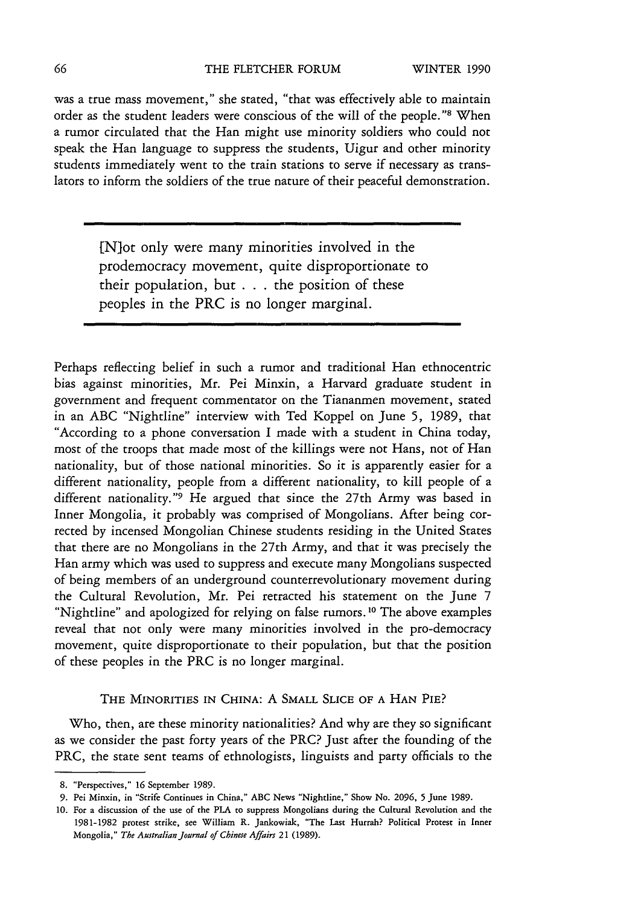was a true mass movement," she stated, "that was effectively able to maintain order as the student leaders were conscious of the will of the people."[8] When a rumor circulated that the Han might use minority soldiers who could not speak the Han language to suppress the students, Uigur and other minority students immediately went to the train stations to serve if necessary as translators to inform the soldiers of the true nature of their peaceful demonstration.

> [N]ot only were many minorities involved in the prodemocracy movement, quite disproportionate to their population, but . . . the position of these peoples in the PRC is no longer marginal.

Perhaps reflecting belief in such a rumor and traditional Han ethnocentric bias against minorities, Mr. Pei Minxin, a Harvard graduate student in government and frequent commentator on the Tiananmen movement, stated in an ABC "Nightline" interview with Ted Koppel on June 5, 1989, that "According to a phone conversation I made with a student in China today, most of the troops that made most of the killings were not Hans, not of Han nationality, but of those national minorities. So it is apparently easier for a different nationality, people from a different nationality, to kill people of a different nationality."[9] He argued that since the 27th Army was based in Inner Mongolia, it probably was comprised of Mongolians. After being corrected by incensed Mongolian Chinese students residing in the United States that there are no Mongolians in the 27th Army, and that it was precisely the Han army which was used to suppress and execute many Mongolians suspected of being members of an underground counterrevolutionary movement during the Cultural Revolution, Mr. Pei retracted his statement on the June 7 "Nightline" and apologized for relying on false rumors.[10] The above examples reveal that not only were many minorities involved in the pro-democracy movement, quite disproportionate to their population, but that the position of these peoples in the PRC is no longer marginal.

## THE MINORITIES IN CHINA: A SMALL SLICE OF A HAN PIE?

Who, then, are these minority nationalities? And why are they so significant as we consider the past forty years of the PRC? Just after the founding of the PRC, the state sent teams of ethnologists, linguists and party officials to the

---

8. "Perspectives," 16 September 1989.
9. Pei Minxin, in "Strife Continues in China," ABC News "Nightline," Show No. 2096, 5 June 1989.
10. For a discussion of the use of the PLA to suppress Mongolians during the Cultural Revolution and the 1981-1982 protest strike, see William R. Jankowiak, "The Last Hurrah? Political Protest in Inner Mongolia," *The Australian Journal of Chinese Affairs* 21 (1989).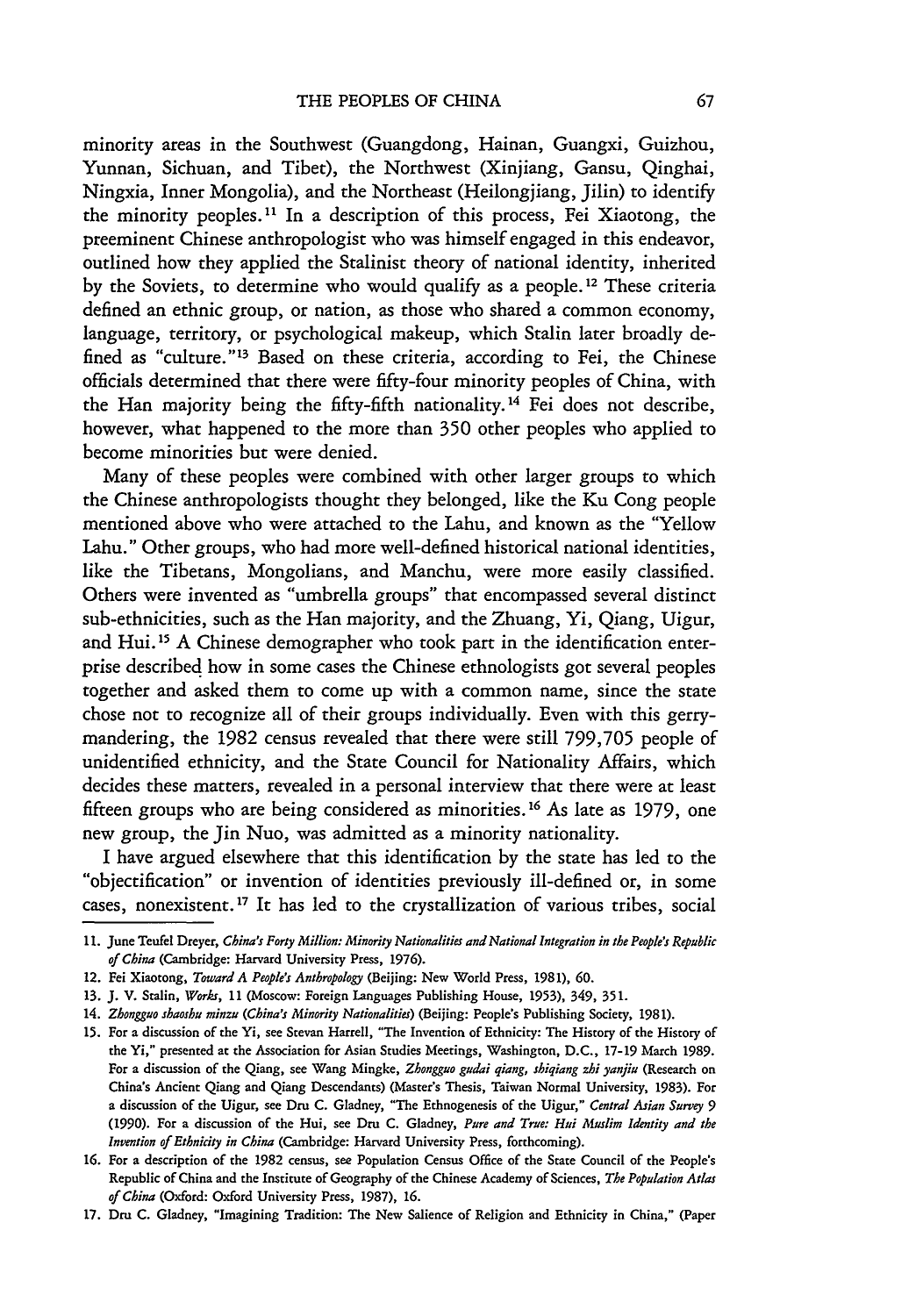minority areas in the Southwest (Guangdong, Hainan, Guangxi, Guizhou, Yunnan, Sichuan, and Tibet), the Northwest (Xinjiang, Gansu, Qinghai, Ningxia, Inner Mongolia), and the Northeast (Heilongjiang, Jilin) to identify the minority peoples.[11] In a description of this process, Fei Xiaotong, the preeminent Chinese anthropologist who was himself engaged in this endeavor, outlined how they applied the Stalinist theory of national identity, inherited by the Soviets, to determine who would qualify as a people.[12] These criteria defined an ethnic group, or nation, as those who shared a common economy, language, territory, or psychological makeup, which Stalin later broadly defined as "culture."[13] Based on these criteria, according to Fei, the Chinese officials determined that there were fifty-four minority peoples of China, with the Han majority being the fifty-fifth nationality.[14] Fei does not describe, however, what happened to the more than 350 other peoples who applied to become minorities but were denied.

Many of these peoples were combined with other larger groups to which the Chinese anthropologists thought they belonged, like the Ku Cong people mentioned above who were attached to the Lahu, and known as the "Yellow Lahu." Other groups, who had more well-defined historical national identities, like the Tibetans, Mongolians, and Manchu, were more easily classified. Others were invented as "umbrella groups" that encompassed several distinct sub-ethnicities, such as the Han majority, and the Zhuang, Yi, Qiang, Uigur, and Hui.[15] A Chinese demographer who took part in the identification enterprise described how in some cases the Chinese ethnologists got several peoples together and asked them to come up with a common name, since the state chose not to recognize all of their groups individually. Even with this gerrymandering, the 1982 census revealed that there were still 799,705 people of unidentified ethnicity, and the State Council for Nationality Affairs, which decides these matters, revealed in a personal interview that there were at least fifteen groups who are being considered as minorities.[16] As late as 1979, one new group, the Jin Nuo, was admitted as a minority nationality.

I have argued elsewhere that this identification by the state has led to the "objectification" or invention of identities previously ill-defined or, in some cases, nonexistent.[17] It has led to the crystallization of various tribes, social

---

11. June Teufel Dreyer, *China's Forty Million: Minority Nationalities and National Integration in the People's Republic of China* (Cambridge: Harvard University Press, 1976).

12. Fei Xiaotong, *Toward A People's Anthropology* (Beijing: New World Press, 1981), 60.

13. J. V. Stalin, *Works*, 11 (Moscow: Foreign Languages Publishing House, 1953), 349, 351.

14. *Zhongguo shaoshu minzu (China's Minority Nationalities)* (Beijing: People's Publishing Society, 1981).

15. For a discussion of the Yi, see Stevan Harrell, "The Invention of Ethnicity: The History of the History of the Yi," presented at the Association for Asian Studies Meetings, Washington, D.C., 17-19 March 1989. For a discussion of the Qiang, see Wang Mingke, *Zhongguo gudai qiang, shiqiang zhi yanjiu* (Research on China's Ancient Qiang and Qiang Descendants) (Master's Thesis, Taiwan Normal University, 1983). For a discussion of the Uigur, see Dru C. Gladney, "The Ethnogenesis of the Uigur," *Central Asian Survey* 9 (1990). For a discussion of the Hui, see Dru C. Gladney, *Pure and True: Hui Muslim Identity and the Invention of Ethnicity in China* (Cambridge: Harvard University Press, forthcoming).

16. For a description of the 1982 census, see Population Census Office of the State Council of the People's Republic of China and the Institute of Geography of the Chinese Academy of Sciences, *The Population Atlas of China* (Oxford: Oxford University Press, 1987), 16.

17. Dru C. Gladney, "Imagining Tradition: The New Salience of Religion and Ethnicity in China," (Paper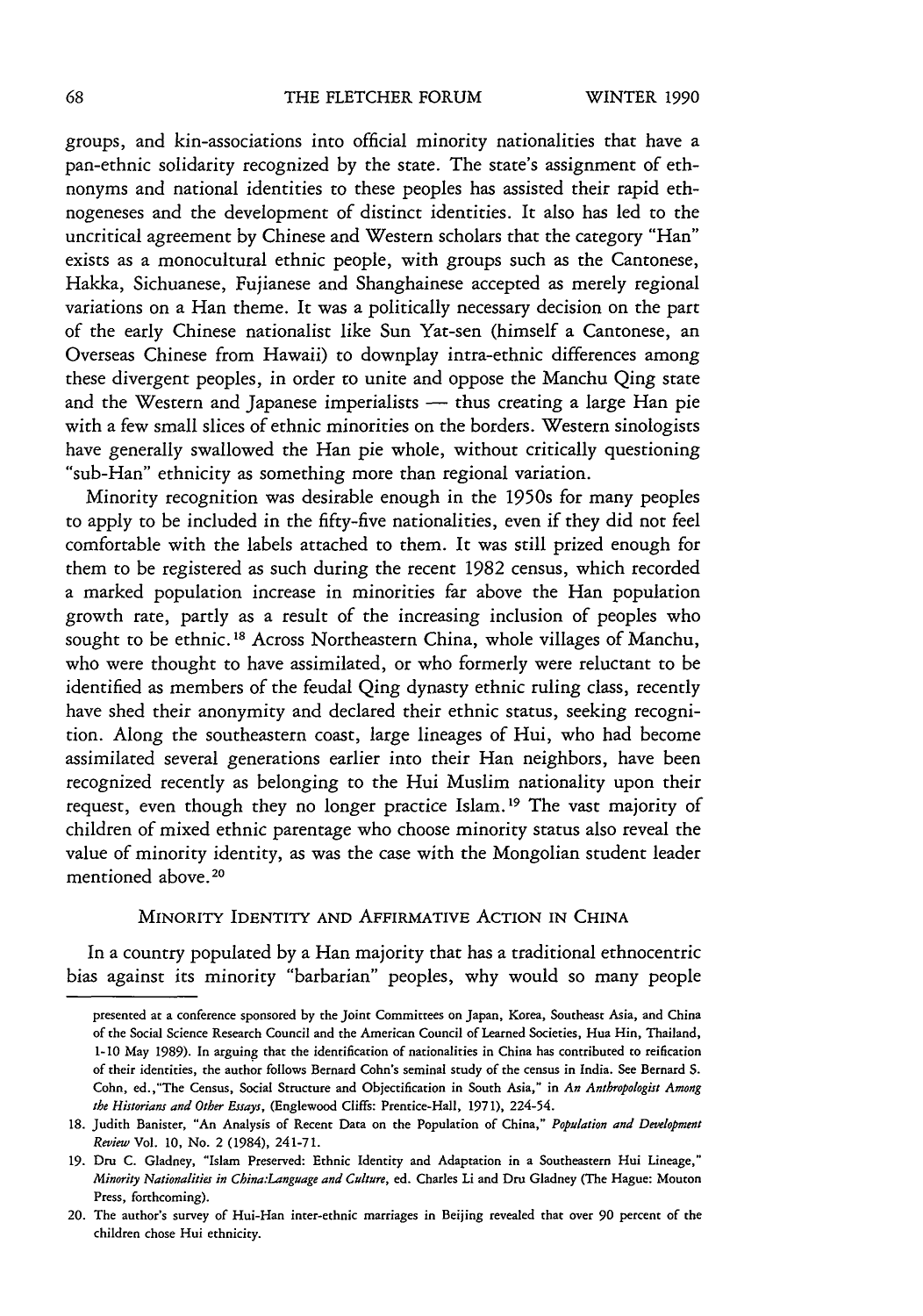groups, and kin-associations into official minority nationalities that have a pan-ethnic solidarity recognized by the state. The state's assignment of ethnonyms and national identities to these peoples has assisted their rapid ethnogeneses and the development of distinct identities. It also has led to the uncritical agreement by Chinese and Western scholars that the category "Han" exists as a monocultural ethnic people, with groups such as the Cantonese, Hakka, Sichuanese, Fujianese and Shanghainese accepted as merely regional variations on a Han theme. It was a politically necessary decision on the part of the early Chinese nationalist like Sun Yat-sen (himself a Cantonese, an Overseas Chinese from Hawaii) to downplay intra-ethnic differences among these divergent peoples, in order to unite and oppose the Manchu Qing state and the Western and Japanese imperialists — thus creating a large Han pie with a few small slices of ethnic minorities on the borders. Western sinologists have generally swallowed the Han pie whole, without critically questioning "sub-Han" ethnicity as something more than regional variation.

Minority recognition was desirable enough in the 1950s for many peoples to apply to be included in the fifty-five nationalities, even if they did not feel comfortable with the labels attached to them. It was still prized enough for them to be registered as such during the recent 1982 census, which recorded a marked population increase in minorities far above the Han population growth rate, partly as a result of the increasing inclusion of peoples who sought to be ethnic.[18] Across Northeastern China, whole villages of Manchu, who were thought to have assimilated, or who formerly were reluctant to be identified as members of the feudal Qing dynasty ethnic ruling class, recently have shed their anonymity and declared their ethnic status, seeking recognition. Along the southeastern coast, large lineages of Hui, who had become assimilated several generations earlier into their Han neighbors, have been recognized recently as belonging to the Hui Muslim nationality upon their request, even though they no longer practice Islam.[19] The vast majority of children of mixed ethnic parentage who choose minority status also reveal the value of minority identity, as was the case with the Mongolian student leader mentioned above.[20]

## Minority Identity and Affirmative Action in China

In a country populated by a Han majority that has a traditional ethnocentric bias against its minority "barbarian" peoples, why would so many people

---

presented at a conference sponsored by the Joint Committees on Japan, Korea, Southeast Asia, and China of the Social Science Research Council and the American Council of Learned Societies, Hua Hin, Thailand, 1-10 May 1989). In arguing that the identification of nationalities in China has contributed to reification of their identities, the author follows Bernard Cohn's seminal study of the census in India. See Bernard S. Cohn, ed.,"The Census, Social Structure and Objectification in South Asia," in *An Anthropologist Among the Historians and Other Essays*, (Englewood Cliffs: Prentice-Hall, 1971), 224-54.

18. Judith Banister, "An Analysis of Recent Data on the Population of China," *Population and Development Review* Vol. 10, No. 2 (1984), 241-71.

19. Dru C. Gladney, "Islam Preserved: Ethnic Identity and Adaptation in a Southeastern Hui Lineage," *Minority Nationalities in China:Language and Culture*, ed. Charles Li and Dru Gladney (The Hague: Mouton Press, forthcoming).

20. The author's survey of Hui-Han inter-ethnic marriages in Beijing revealed that over 90 percent of the children chose Hui ethnicity.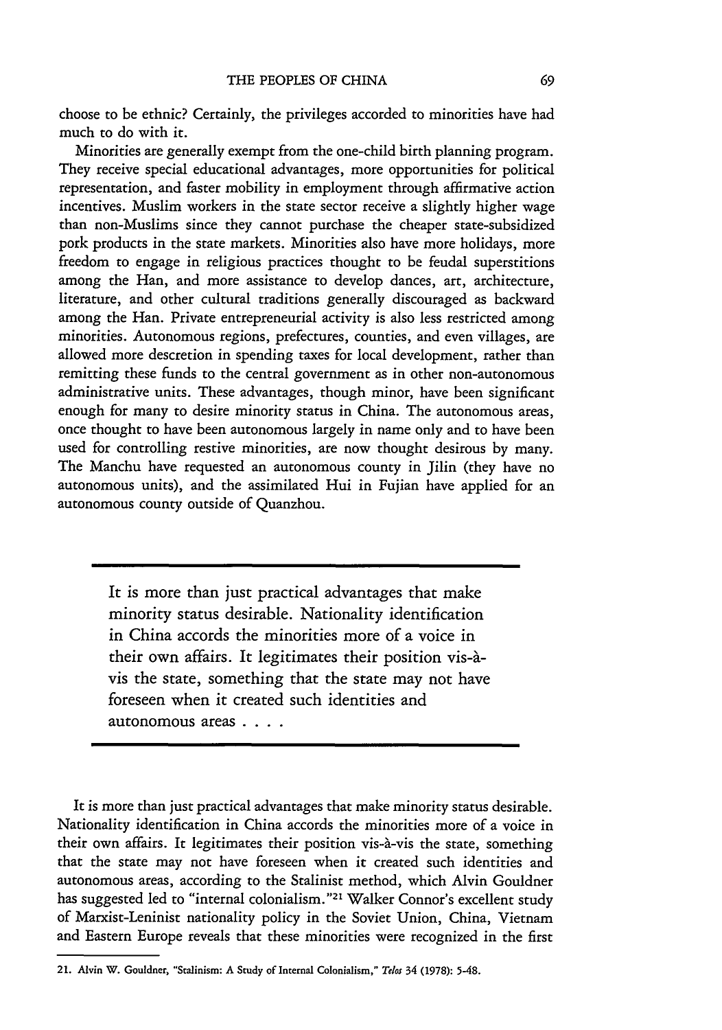choose to be ethnic? Certainly, the privileges accorded to minorities have had much to do with it.

Minorities are generally exempt from the one-child birth planning program. They receive special educational advantages, more opportunities for political representation, and faster mobility in employment through affirmative action incentives. Muslim workers in the state sector receive a slightly higher wage than non-Muslims since they cannot purchase the cheaper state-subsidized pork products in the state markets. Minorities also have more holidays, more freedom to engage in religious practices thought to be feudal superstitions among the Han, and more assistance to develop dances, art, architecture, literature, and other cultural traditions generally discouraged as backward among the Han. Private entrepreneurial activity is also less restricted among minorities. Autonomous regions, prefectures, counties, and even villages, are allowed more descretion in spending taxes for local development, rather than remitting these funds to the central government as in other non-autonomous administrative units. These advantages, though minor, have been significant enough for many to desire minority status in China. The autonomous areas, once thought to have been autonomous largely in name only and to have been used for controlling restive minorities, are now thought desirous by many. The Manchu have requested an autonomous county in Jilin (they have no autonomous units), and the assimilated Hui in Fujian have applied for an autonomous county outside of Quanzhou.

> It is more than just practical advantages that make minority status desirable. Nationality identification in China accords the minorities more of a voice in their own affairs. It legitimates their position vis-à-vis the state, something that the state may not have foreseen when it created such identities and autonomous areas . . . .

It is more than just practical advantages that make minority status desirable. Nationality identification in China accords the minorities more of a voice in their own affairs. It legitimates their position vis-à-vis the state, something that the state may not have foreseen when it created such identities and autonomous areas, according to the Stalinist method, which Alvin Gouldner has suggested led to "internal colonialism."[21] Walker Connor's excellent study of Marxist-Leninist nationality policy in the Soviet Union, China, Vietnam and Eastern Europe reveals that these minorities were recognized in the first

21. Alvin W. Gouldner, "Stalinism: A Study of Internal Colonialism," *Telos* 34 (1978): 5-48.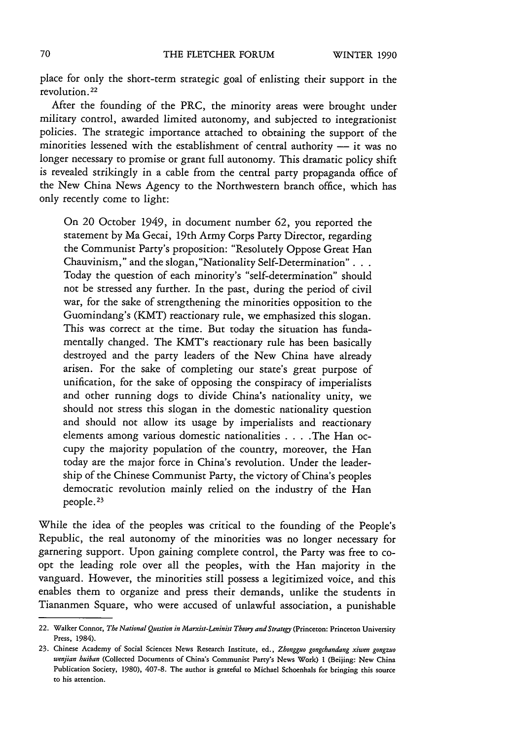place for only the short-term strategic goal of enlisting their support in the revolution.[22]

After the founding of the PRC, the minority areas were brought under military control, awarded limited autonomy, and subjected to integrationist policies. The strategic importance attached to obtaining the support of the minorities lessened with the establishment of central authority — it was no longer necessary to promise or grant full autonomy. This dramatic policy shift is revealed strikingly in a cable from the central party propaganda office of the New China News Agency to the Northwestern branch office, which has only recently come to light:

> On 20 October 1949, in document number 62, you reported the statement by Ma Gecai, 19th Army Corps Party Director, regarding the Communist Party's proposition: "Resolutely Oppose Great Han Chauvinism," and the slogan, "Nationality Self-Determination" . . . Today the question of each minority's "self-determination" should not be stressed any further. In the past, during the period of civil war, for the sake of strengthening the minorities opposition to the Guomindang's (KMT) reactionary rule, we emphasized this slogan. This was correct at the time. But today the situation has fundamentally changed. The KMT's reactionary rule has been basically destroyed and the party leaders of the New China have already arisen. For the sake of completing our state's great purpose of unification, for the sake of opposing the conspiracy of imperialists and other running dogs to divide China's nationality unity, we should not stress this slogan in the domestic nationality question and should not allow its usage by imperialists and reactionary elements among various domestic nationalities . . . . The Han occupy the majority population of the country, moreover, the Han today are the major force in China's revolution. Under the leadership of the Chinese Communist Party, the victory of China's peoples democratic revolution mainly relied on the industry of the Han people.[23]

While the idea of the peoples was critical to the founding of the People's Republic, the real autonomy of the minorities was no longer necessary for garnering support. Upon gaining complete control, the Party was free to coopt the leading role over all the peoples, with the Han majority in the vanguard. However, the minorities still possess a legitimized voice, and this enables them to organize and press their demands, unlike the students in Tiananmen Square, who were accused of unlawful association, a punishable

---

22. Walker Connor, *The National Question in Marxist-Leninist Theory and Strategy* (Princeton: Princeton University Press, 1984).

23. Chinese Academy of Social Sciences News Research Institute, ed., *Zhongguo gongchandang xiwen gongzuo wenjian huiban* (Collected Documents of China's Communist Party's News Work) 1 (Beijing: New China Publication Society, 1980), 407-8. The author is grateful to Michael Schoenhals for bringing this source to his attention.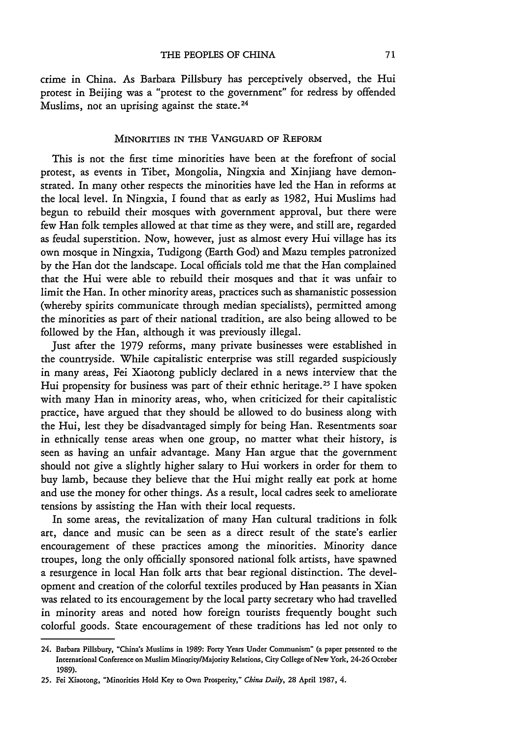crime in China. As Barbara Pillsbury has perceptively observed, the Hui protest in Beijing was a "protest to the government" for redress by offended Muslims, not an uprising against the state.[24]

## MINORITIES IN THE VANGUARD OF REFORM

This is not the first time minorities have been at the forefront of social protest, as events in Tibet, Mongolia, Ningxia and Xinjiang have demonstrated. In many other respects the minorities have led the Han in reforms at the local level. In Ningxia, I found that as early as 1982, Hui Muslims had begun to rebuild their mosques with government approval, but there were few Han folk temples allowed at that time as they were, and still are, regarded as feudal superstition. Now, however, just as almost every Hui village has its own mosque in Ningxia, Tudigong (Earth God) and Mazu temples patronized by the Han dot the landscape. Local officials told me that the Han complained that the Hui were able to rebuild their mosques and that it was unfair to limit the Han. In other minority areas, practices such as shamanistic possession (whereby spirits communicate through median specialists), permitted among the minorities as part of their national tradition, are also being allowed to be followed by the Han, although it was previously illegal.

Just after the 1979 reforms, many private businesses were established in the countryside. While capitalistic enterprise was still regarded suspiciously in many areas, Fei Xiaotong publicly declared in a news interview that the Hui propensity for business was part of their ethnic heritage.[25] I have spoken with many Han in minority areas, who, when criticized for their capitalistic practice, have argued that they should be allowed to do business along with the Hui, lest they be disadvantaged simply for being Han. Resentments soar in ethnically tense areas when one group, no matter what their history, is seen as having an unfair advantage. Many Han argue that the government should not give a slightly higher salary to Hui workers in order for them to buy lamb, because they believe that the Hui might really eat pork at home and use the money for other things. As a result, local cadres seek to ameliorate tensions by assisting the Han with their local requests.

In some areas, the revitalization of many Han cultural traditions in folk art, dance and music can be seen as a direct result of the state's earlier encouragement of these practices among the minorities. Minority dance troupes, long the only officially sponsored national folk artists, have spawned a resurgence in local Han folk arts that bear regional distinction. The development and creation of the colorful textiles produced by Han peasants in Xian was related to its encouragement by the local party secretary who had travelled in minority areas and noted how foreign tourists frequently bought such colorful goods. State encouragement of these traditions has led not only to

24. Barbara Pillsbury, "China's Muslims in 1989: Forty Years Under Communism" (a paper presented to the International Conference on Muslim Minority/Majority Relations, City College of New York, 24-26 October 1989).

25. Fei Xiaotong, "Minorities Hold Key to Own Prosperity," *China Daily*, 28 April 1987, 4.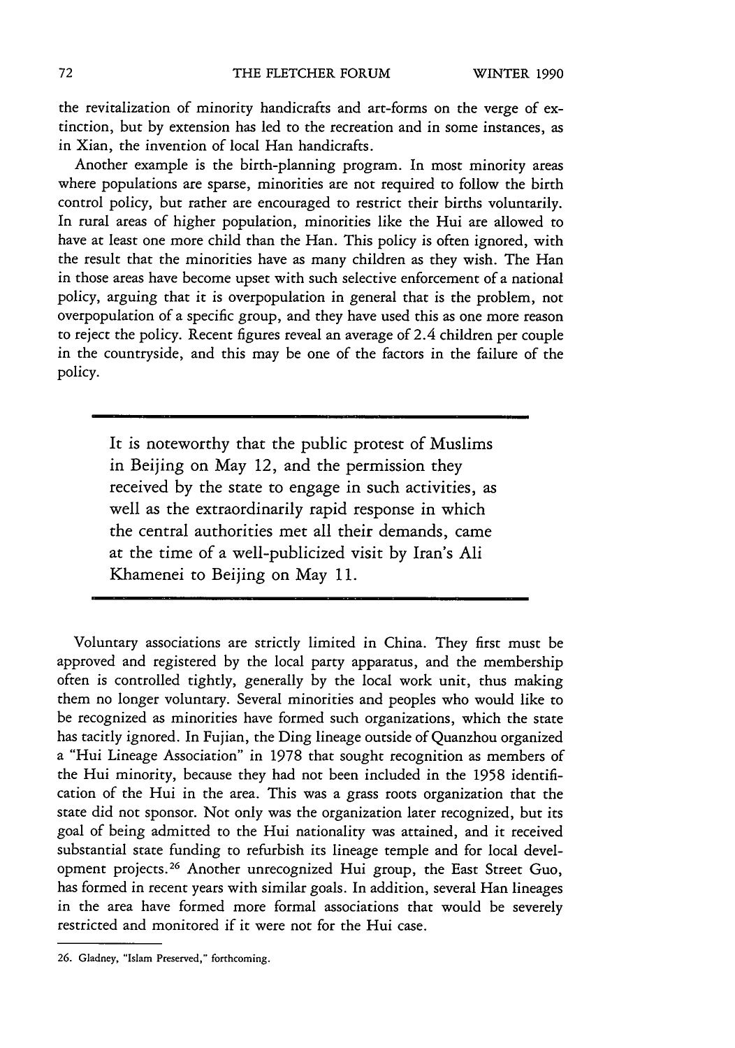the revitalization of minority handicrafts and art-forms on the verge of extinction, but by extension has led to the recreation and in some instances, as in Xian, the invention of local Han handicrafts.

Another example is the birth-planning program. In most minority areas where populations are sparse, minorities are not required to follow the birth control policy, but rather are encouraged to restrict their births voluntarily. In rural areas of higher population, minorities like the Hui are allowed to have at least one more child than the Han. This policy is often ignored, with the result that the minorities have as many children as they wish. The Han in those areas have become upset with such selective enforcement of a national policy, arguing that it is overpopulation in general that is the problem, not overpopulation of a specific group, and they have used this as one more reason to reject the policy. Recent figures reveal an average of 2.4 children per couple in the countryside, and this may be one of the factors in the failure of the policy.

> It is noteworthy that the public protest of Muslims in Beijing on May 12, and the permission they received by the state to engage in such activities, as well as the extraordinarily rapid response in which the central authorities met all their demands, came at the time of a well-publicized visit by Iran's Ali Khamenei to Beijing on May 11.

Voluntary associations are strictly limited in China. They first must be approved and registered by the local party apparatus, and the membership often is controlled tightly, generally by the local work unit, thus making them no longer voluntary. Several minorities and peoples who would like to be recognized as minorities have formed such organizations, which the state has tacitly ignored. In Fujian, the Ding lineage outside of Quanzhou organized a "Hui Lineage Association" in 1978 that sought recognition as members of the Hui minority, because they had not been included in the 1958 identification of the Hui in the area. This was a grass roots organization that the state did not sponsor. Not only was the organization later recognized, but its goal of being admitted to the Hui nationality was attained, and it received substantial state funding to refurbish its lineage temple and for local development projects.[26] Another unrecognized Hui group, the East Street Guo, has formed in recent years with similar goals. In addition, several Han lineages in the area have formed more formal associations that would be severely restricted and monitored if it were not for the Hui case.

26. Gladney, "Islam Preserved," forthcoming.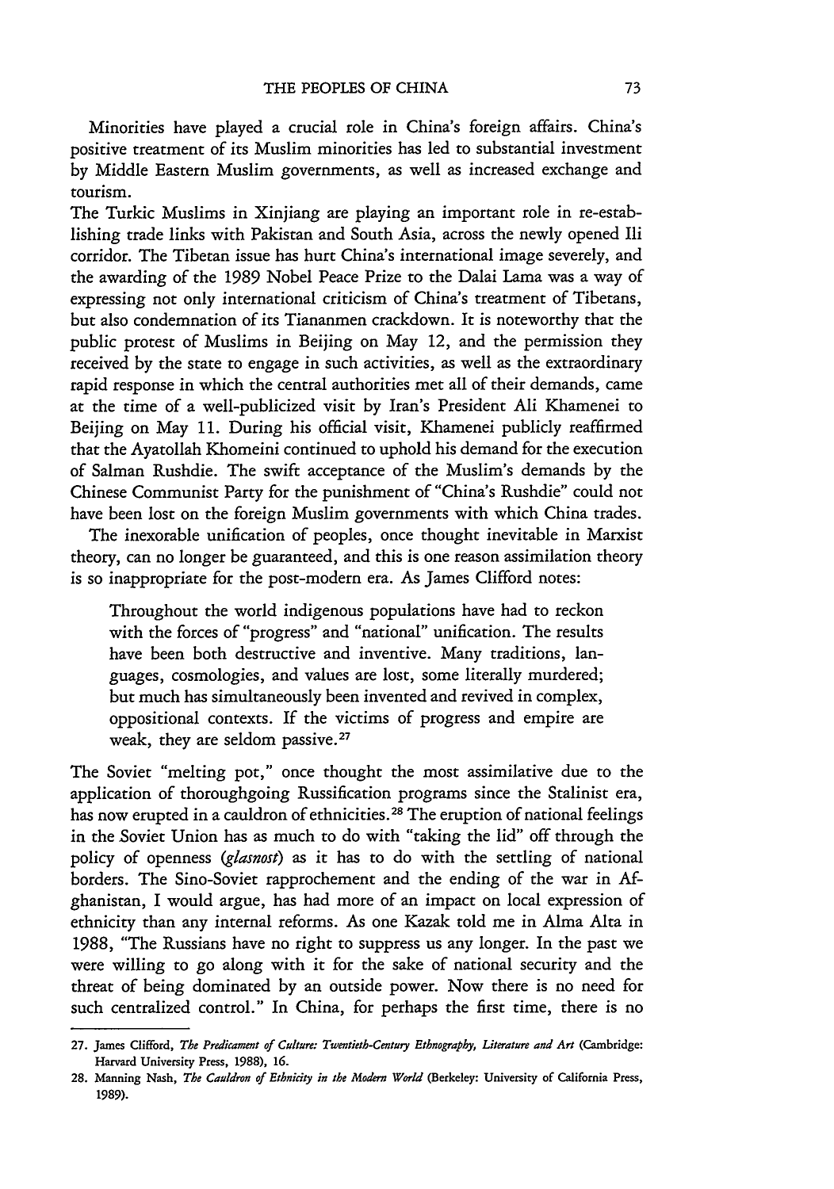Minorities have played a crucial role in China's foreign affairs. China's positive treatment of its Muslim minorities has led to substantial investment by Middle Eastern Muslim governments, as well as increased exchange and tourism.

The Turkic Muslims in Xinjiang are playing an important role in re-establishing trade links with Pakistan and South Asia, across the newly opened Ili corridor. The Tibetan issue has hurt China's international image severely, and the awarding of the 1989 Nobel Peace Prize to the Dalai Lama was a way of expressing not only international criticism of China's treatment of Tibetans, but also condemnation of its Tiananmen crackdown. It is noteworthy that the public protest of Muslims in Beijing on May 12, and the permission they received by the state to engage in such activities, as well as the extraordinary rapid response in which the central authorities met all of their demands, came at the time of a well-publicized visit by Iran's President Ali Khamenei to Beijing on May 11. During his official visit, Khamenei publicly reaffirmed that the Ayatollah Khomeini continued to uphold his demand for the execution of Salman Rushdie. The swift acceptance of the Muslim's demands by the Chinese Communist Party for the punishment of "China's Rushdie" could not have been lost on the foreign Muslim governments with which China trades.

The inexorable unification of peoples, once thought inevitable in Marxist theory, can no longer be guaranteed, and this is one reason assimilation theory is so inappropriate for the post-modern era. As James Clifford notes:

> Throughout the world indigenous populations have had to reckon with the forces of "progress" and "national" unification. The results have been both destructive and inventive. Many traditions, languages, cosmologies, and values are lost, some literally murdered; but much has simultaneously been invented and revived in complex, oppositional contexts. If the victims of progress and empire are weak, they are seldom passive.[27]

The Soviet "melting pot," once thought the most assimilative due to the application of thoroughgoing Russification programs since the Stalinist era, has now erupted in a cauldron of ethnicities.[28] The eruption of national feelings in the Soviet Union has as much to do with "taking the lid" off through the policy of openness (*glasnost*) as it has to do with the settling of national borders. The Sino-Soviet rapprochement and the ending of the war in Afghanistan, I would argue, has had more of an impact on local expression of ethnicity than any internal reforms. As one Kazak told me in Alma Alta in 1988, "The Russians have no right to suppress us any longer. In the past we were willing to go along with it for the sake of national security and the threat of being dominated by an outside power. Now there is no need for such centralized control." In China, for perhaps the first time, there is no

---

27. James Clifford, *The Predicament of Culture: Twentieth-Century Ethnography, Literature and Art* (Cambridge: Harvard University Press, 1988), 16.

28. Manning Nash, *The Cauldron of Ethnicity in the Modern World* (Berkeley: University of California Press, 1989).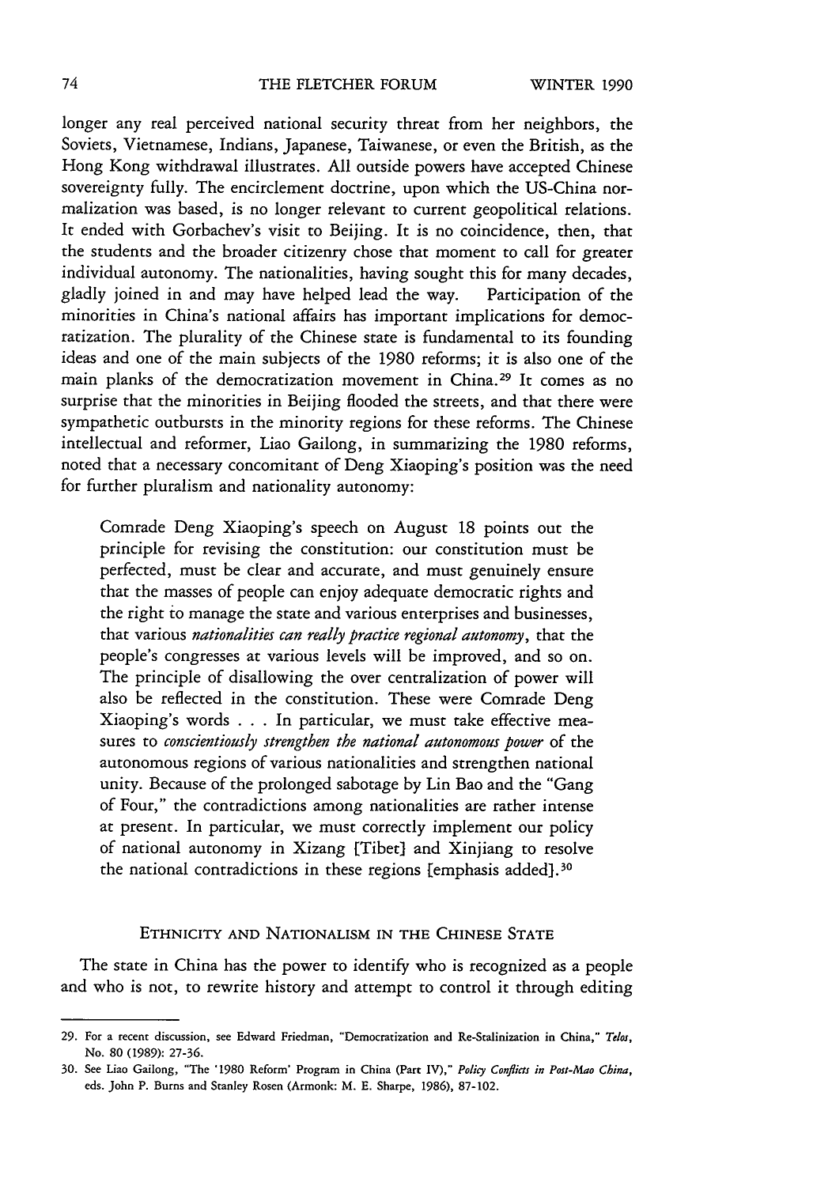longer any real perceived national security threat from her neighbors, the Soviets, Vietnamese, Indians, Japanese, Taiwanese, or even the British, as the Hong Kong withdrawal illustrates. All outside powers have accepted Chinese sovereignty fully. The encirclement doctrine, upon which the US-China normalization was based, is no longer relevant to current geopolitical relations. It ended with Gorbachev's visit to Beijing. It is no coincidence, then, that the students and the broader citizenry chose that moment to call for greater individual autonomy. The nationalities, having sought this for many decades, gladly joined in and may have helped lead the way. Participation of the minorities in China's national affairs has important implications for democratization. The plurality of the Chinese state is fundamental to its founding ideas and one of the main subjects of the 1980 reforms; it is also one of the main planks of the democratization movement in China.[29] It comes as no surprise that the minorities in Beijing flooded the streets, and that there were sympathetic outbursts in the minority regions for these reforms. The Chinese intellectual and reformer, Liao Gailong, in summarizing the 1980 reforms, noted that a necessary concomitant of Deng Xiaoping's position was the need for further pluralism and nationality autonomy:

> Comrade Deng Xiaoping's speech on August 18 points out the principle for revising the constitution: our constitution must be perfected, must be clear and accurate, and must genuinely ensure that the masses of people can enjoy adequate democratic rights and the right to manage the state and various enterprises and businesses, that various *nationalities can really practice regional autonomy*, that the people's congresses at various levels will be improved, and so on. The principle of disallowing the over centralization of power will also be reflected in the constitution. These were Comrade Deng Xiaoping's words . . . In particular, we must take effective measures to *conscientiously strengthen the national autonomous power* of the autonomous regions of various nationalities and strengthen national unity. Because of the prolonged sabotage by Lin Bao and the "Gang of Four," the contradictions among nationalities are rather intense at present. In particular, we must correctly implement our policy of national autonomy in Xizang [Tibet] and Xinjiang to resolve the national contradictions in these regions [emphasis added].[30]

## ETHNICITY AND NATIONALISM IN THE CHINESE STATE

The state in China has the power to identify who is recognized as a people and who is not, to rewrite history and attempt to control it through editing

29. For a recent discussion, see Edward Friedman, "Democratization and Re-Stalinization in China," *Telos*, No. 80 (1989): 27-36.

30. See Liao Gailong, "The '1980 Reform' Program in China (Part IV)," *Policy Conflicts in Post-Mao China*, eds. John P. Burns and Stanley Rosen (Armonk: M. E. Sharpe, 1986), 87-102.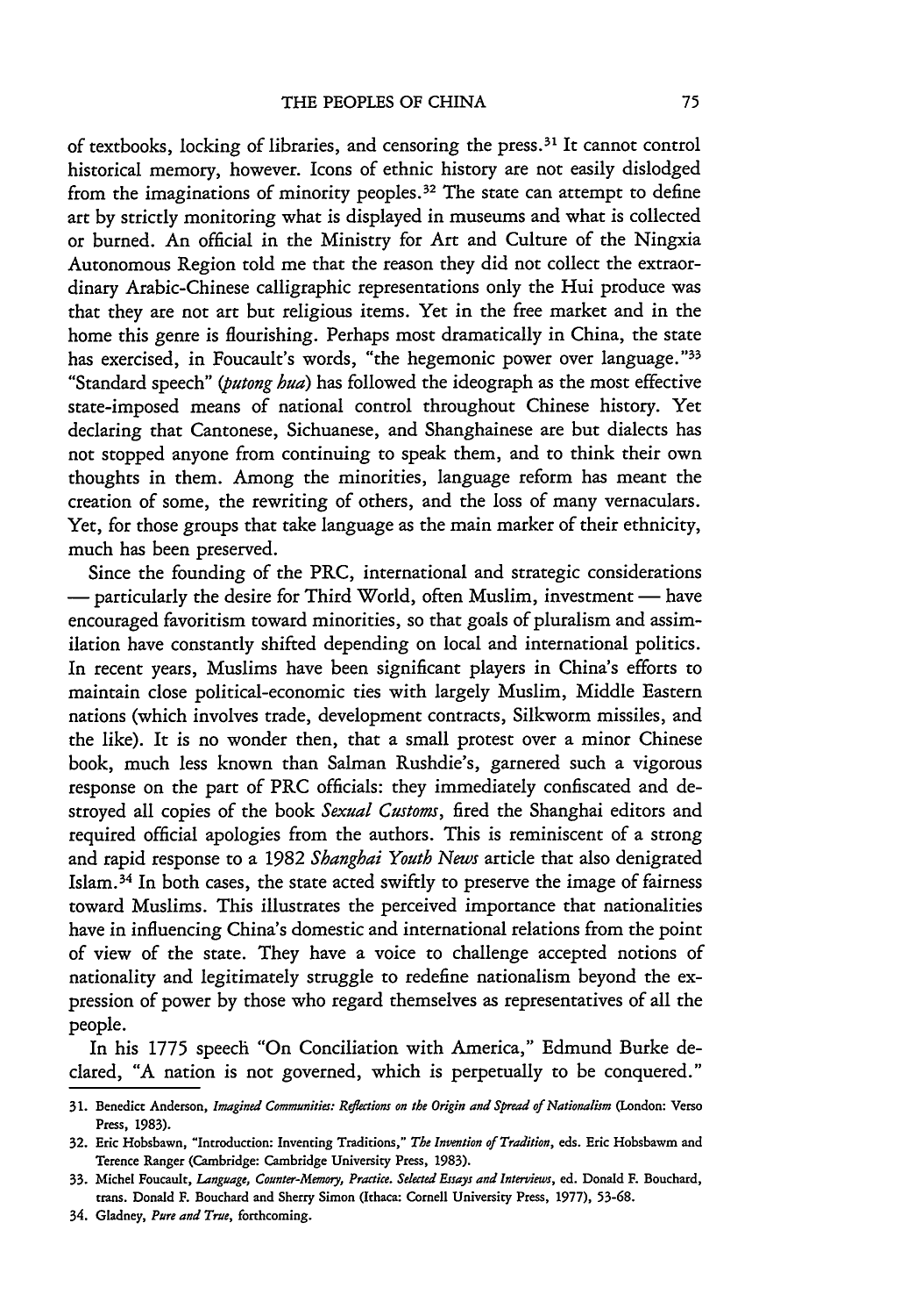of textbooks, locking of libraries, and censoring the press.[31] It cannot control historical memory, however. Icons of ethnic history are not easily dislodged from the imaginations of minority peoples.[32] The state can attempt to define art by strictly monitoring what is displayed in museums and what is collected or burned. An official in the Ministry for Art and Culture of the Ningxia Autonomous Region told me that the reason they did not collect the extraordinary Arabic-Chinese calligraphic representations only the Hui produce was that they are not art but religious items. Yet in the free market and in the home this genre is flourishing. Perhaps most dramatically in China, the state has exercised, in Foucault's words, "the hegemonic power over language."[33] "Standard speech" (*putong hua*) has followed the ideograph as the most effective state-imposed means of national control throughout Chinese history. Yet declaring that Cantonese, Sichuanese, and Shanghainese are but dialects has not stopped anyone from continuing to speak them, and to think their own thoughts in them. Among the minorities, language reform has meant the creation of some, the rewriting of others, and the loss of many vernaculars. Yet, for those groups that take language as the main marker of their ethnicity, much has been preserved.

Since the founding of the PRC, international and strategic considerations — particularly the desire for Third World, often Muslim, investment — have encouraged favoritism toward minorities, so that goals of pluralism and assimilation have constantly shifted depending on local and international politics. In recent years, Muslims have been significant players in China's efforts to maintain close political-economic ties with largely Muslim, Middle Eastern nations (which involves trade, development contracts, Silkworm missiles, and the like). It is no wonder then, that a small protest over a minor Chinese book, much less known than Salman Rushdie's, garnered such a vigorous response on the part of PRC officials: they immediately confiscated and destroyed all copies of the book *Sexual Customs*, fired the Shanghai editors and required official apologies from the authors. This is reminiscent of a strong and rapid response to a 1982 *Shanghai Youth News* article that also denigrated Islam.[34] In both cases, the state acted swiftly to preserve the image of fairness toward Muslims. This illustrates the perceived importance that nationalities have in influencing China's domestic and international relations from the point of view of the state. They have a voice to challenge accepted notions of nationality and legitimately struggle to redefine nationalism beyond the expression of power by those who regard themselves as representatives of all the people.

In his 1775 speech "On Conciliation with America," Edmund Burke declared, "A nation is not governed, which is perpetually to be conquered."

---

31. Benedict Anderson, *Imagined Communities: Reflections on the Origin and Spread of Nationalism* (London: Verso Press, 1983).

32. Eric Hobsbawm, "Introduction: Inventing Traditions," *The Invention of Tradition*, eds. Eric Hobsbawm and Terence Ranger (Cambridge: Cambridge University Press, 1983).

33. Michel Foucault, *Language, Counter-Memory, Practice. Selected Essays and Interviews*, ed. Donald F. Bouchard, trans. Donald F. Bouchard and Sherry Simon (Ithaca: Cornell University Press, 1977), 53-68.

34. Gladney, *Pure and True*, forthcoming.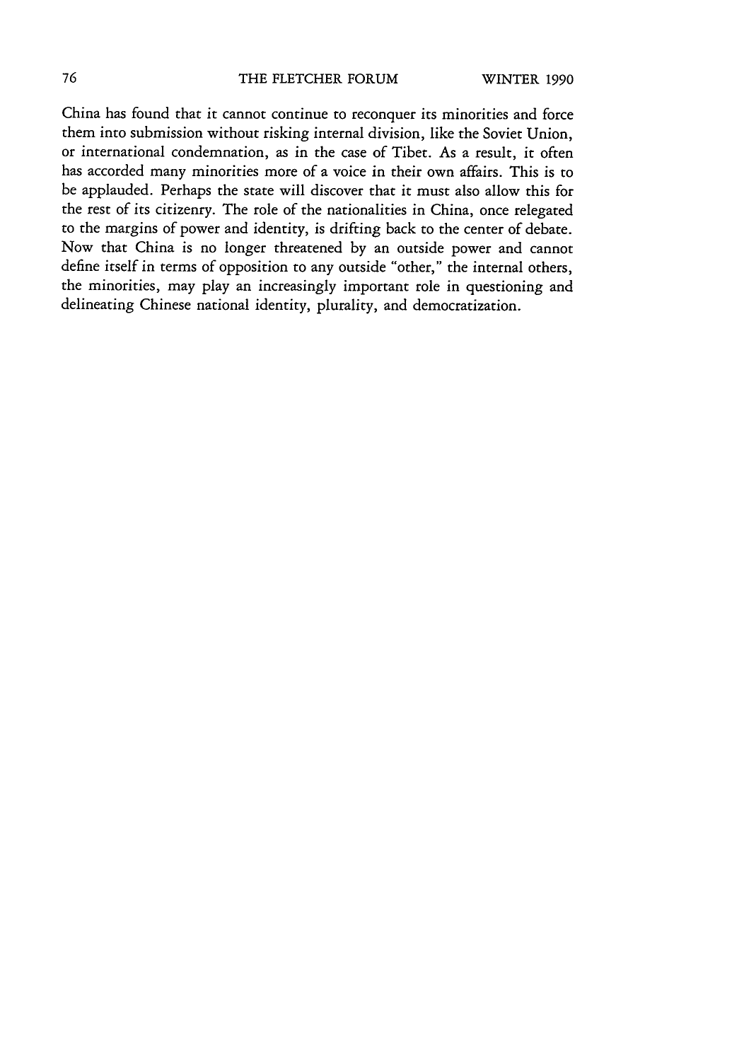China has found that it cannot continue to reconquer its minorities and force them into submission without risking internal division, like the Soviet Union, or international condemnation, as in the case of Tibet. As a result, it often has accorded many minorities more of a voice in their own affairs. This is to be applauded. Perhaps the state will discover that it must also allow this for the rest of its citizenry. The role of the nationalities in China, once relegated to the margins of power and identity, is drifting back to the center of debate. Now that China is no longer threatened by an outside power and cannot define itself in terms of opposition to any outside "other," the internal others, the minorities, may play an increasingly important role in questioning and delineating Chinese national identity, plurality, and democratization.